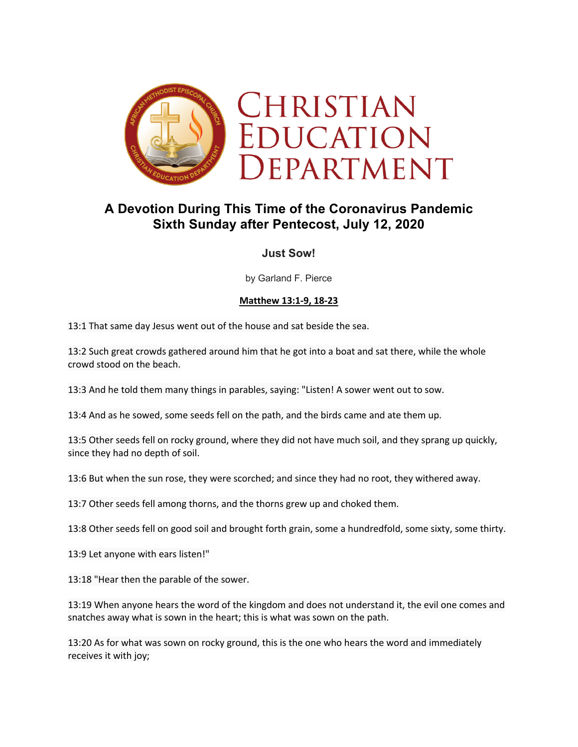# Christian Education Department

## A Devotion During This Time of the Coronavirus Pandemic
## Sixth Sunday after Pentecost, July 12, 2020

### Just Sow!

by Garland F. Pierce

**Matthew 13:1-9, 18-23**

13:1 That same day Jesus went out of the house and sat beside the sea.

13:2 Such great crowds gathered around him that he got into a boat and sat there, while the whole crowd stood on the beach.

13:3 And he told them many things in parables, saying: "Listen! A sower went out to sow.

13:4 And as he sowed, some seeds fell on the path, and the birds came and ate them up.

13:5 Other seeds fell on rocky ground, where they did not have much soil, and they sprang up quickly, since they had no depth of soil.

13:6 But when the sun rose, they were scorched; and since they had no root, they withered away.

13:7 Other seeds fell among thorns, and the thorns grew up and choked them.

13:8 Other seeds fell on good soil and brought forth grain, some a hundredfold, some sixty, some thirty.

13:9 Let anyone with ears listen!"

13:18 "Hear then the parable of the sower.

13:19 When anyone hears the word of the kingdom and does not understand it, the evil one comes and snatches away what is sown in the heart; this is what was sown on the path.

13:20 As for what was sown on rocky ground, this is the one who hears the word and immediately receives it with joy;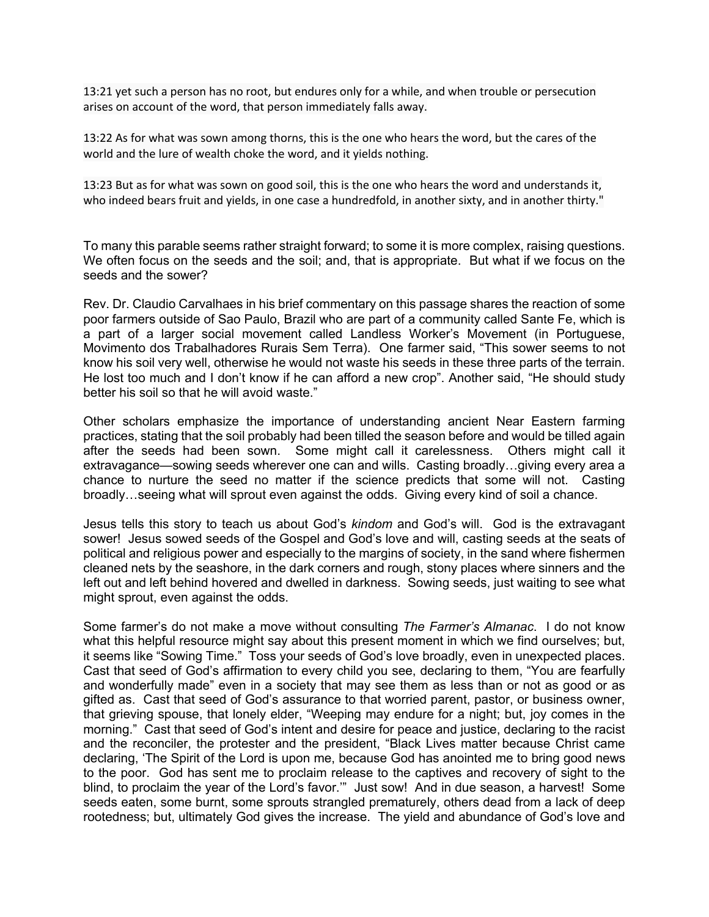13:21 yet such a person has no root, but endures only for a while, and when trouble or persecution arises on account of the word, that person immediately falls away.

13:22 As for what was sown among thorns, this is the one who hears the word, but the cares of the world and the lure of wealth choke the word, and it yields nothing.

13:23 But as for what was sown on good soil, this is the one who hears the word and understands it, who indeed bears fruit and yields, in one case a hundredfold, in another sixty, and in another thirty."

To many this parable seems rather straight forward; to some it is more complex, raising questions. We often focus on the seeds and the soil; and, that is appropriate. But what if we focus on the seeds and the sower?

Rev. Dr. Claudio Carvalhaes in his brief commentary on this passage shares the reaction of some poor farmers outside of Sao Paulo, Brazil who are part of a community called Sante Fe, which is a part of a larger social movement called Landless Worker's Movement (in Portuguese, Movimento dos Trabalhadores Rurais Sem Terra). One farmer said, "This sower seems to not know his soil very well, otherwise he would not waste his seeds in these three parts of the terrain. He lost too much and I don't know if he can afford a new crop". Another said, "He should study better his soil so that he will avoid waste."

Other scholars emphasize the importance of understanding ancient Near Eastern farming practices, stating that the soil probably had been tilled the season before and would be tilled again after the seeds had been sown. Some might call it carelessness. Others might call it extravagance—sowing seeds wherever one can and wills. Casting broadly…giving every area a chance to nurture the seed no matter if the science predicts that some will not. Casting broadly…seeing what will sprout even against the odds. Giving every kind of soil a chance.

Jesus tells this story to teach us about God's *kindom* and God's will. God is the extravagant sower! Jesus sowed seeds of the Gospel and God's love and will, casting seeds at the seats of political and religious power and especially to the margins of society, in the sand where fishermen cleaned nets by the seashore, in the dark corners and rough, stony places where sinners and the left out and left behind hovered and dwelled in darkness. Sowing seeds, just waiting to see what might sprout, even against the odds.

Some farmer's do not make a move without consulting *The Farmer's Almanac*. I do not know what this helpful resource might say about this present moment in which we find ourselves; but, it seems like "Sowing Time." Toss your seeds of God's love broadly, even in unexpected places. Cast that seed of God's affirmation to every child you see, declaring to them, "You are fearfully and wonderfully made" even in a society that may see them as less than or not as good or as gifted as. Cast that seed of God's assurance to that worried parent, pastor, or business owner, that grieving spouse, that lonely elder, "Weeping may endure for a night; but, joy comes in the morning." Cast that seed of God's intent and desire for peace and justice, declaring to the racist and the reconciler, the protester and the president, "Black Lives matter because Christ came declaring, 'The Spirit of the Lord is upon me, because God has anointed me to bring good news to the poor. God has sent me to proclaim release to the captives and recovery of sight to the blind, to proclaim the year of the Lord's favor.'" Just sow! And in due season, a harvest! Some seeds eaten, some burnt, some sprouts strangled prematurely, others dead from a lack of deep rootedness; but, ultimately God gives the increase. The yield and abundance of God's love and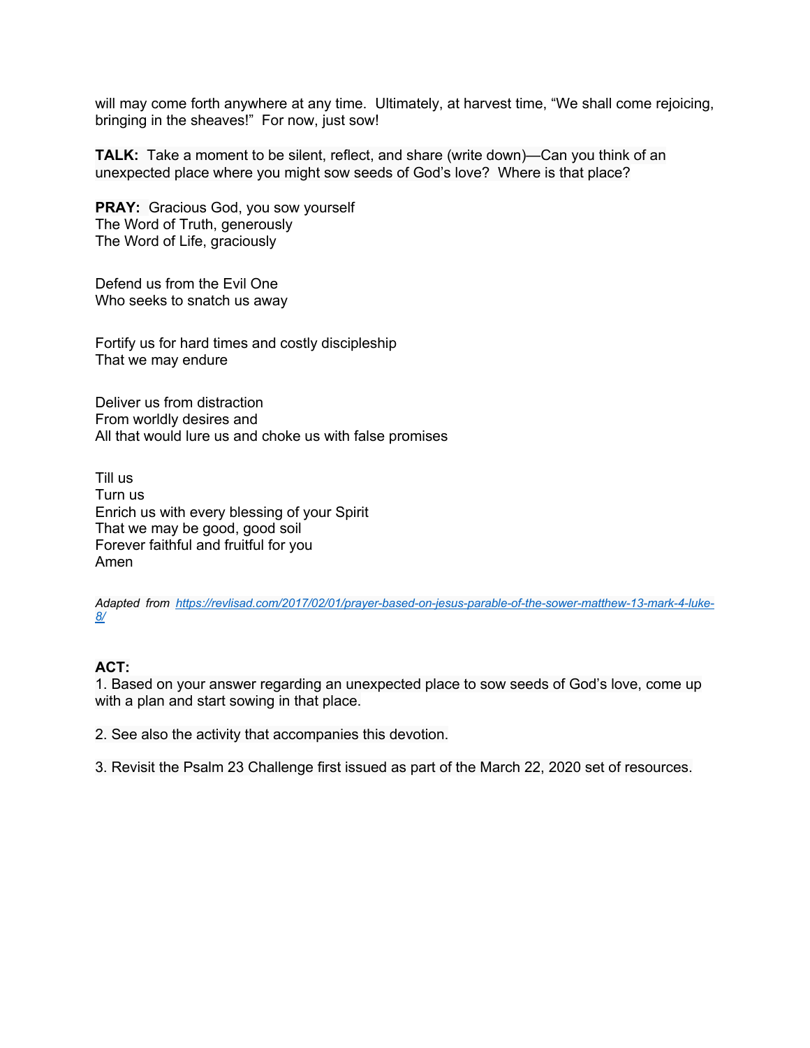will may come forth anywhere at any time.  Ultimately, at harvest time, “We shall come rejoicing, bringing in the sheaves!”  For now, just sow!

**TALK:** Take a moment to be silent, reflect, and share (write down)—Can you think of an unexpected place where you might sow seeds of God’s love?  Where is that place?

**PRAY:** Gracious God, you sow yourself  
The Word of Truth, generously  
The Word of Life, graciously

Defend us from the Evil One  
Who seeks to snatch us away

Fortify us for hard times and costly discipleship  
That we may endure

Deliver us from distraction  
From worldly desires and  
All that would lure us and choke us with false promises

Till us  
Turn us  
Enrich us with every blessing of your Spirit  
That we may be good, good soil  
Forever faithful and fruitful for you  
Amen

*Adapted from [https://revlisad.com/2017/02/01/prayer-based-on-jesus-parable-of-the-sower-matthew-13-mark-4-luke-8/](https://revlisad.com/2017/02/01/prayer-based-on-jesus-parable-of-the-sower-matthew-13-mark-4-luke-8/)*

**ACT:**

1. Based on your answer regarding an unexpected place to sow seeds of God’s love, come up with a plan and start sowing in that place.

2. See also the activity that accompanies this devotion.

3. Revisit the Psalm 23 Challenge first issued as part of the March 22, 2020 set of resources.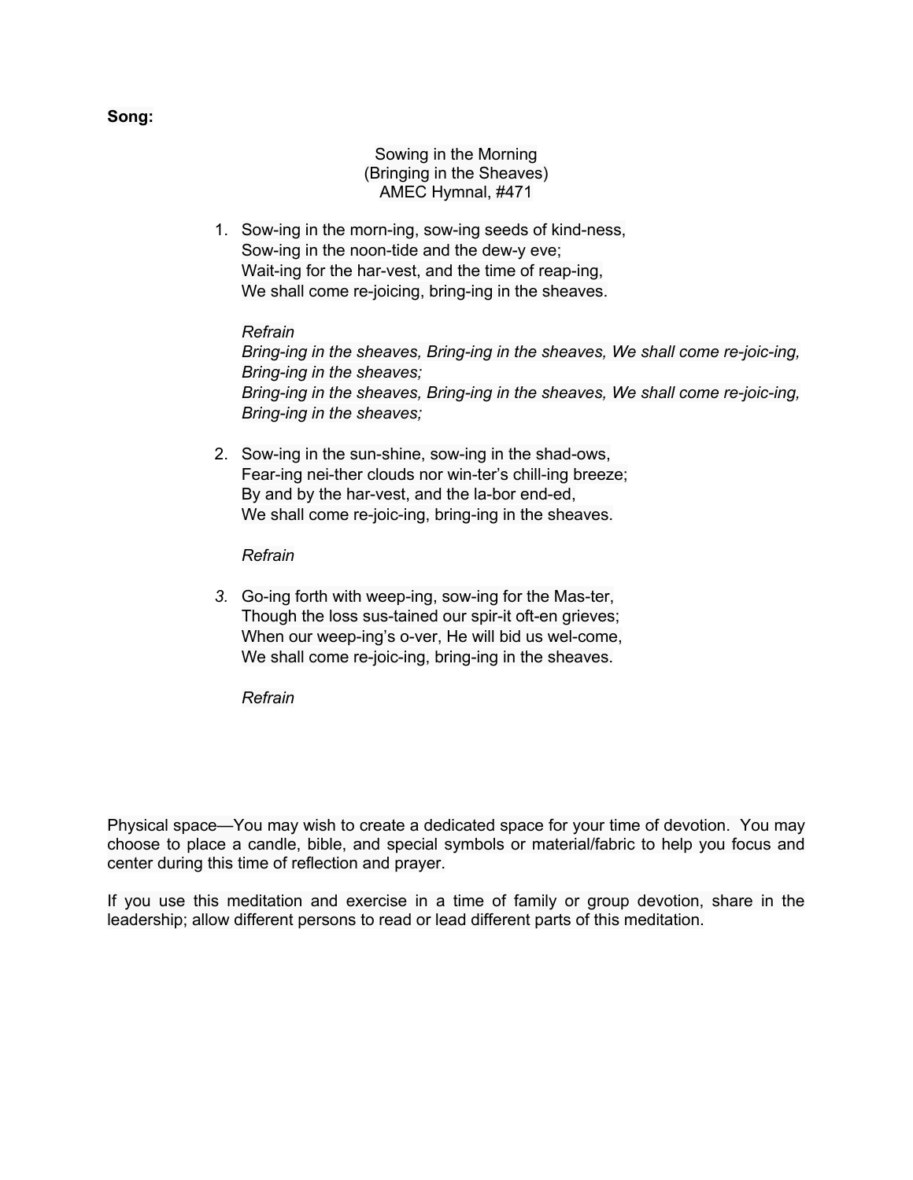**Song:**

Sowing in the Morning  
(Bringing in the Sheaves)  
AMEC Hymnal, #471

1. Sow-ing in the morn-ing, sow-ing seeds of kind-ness,  
   Sow-ing in the noon-tide and the dew-y eve;  
   Wait-ing for the har-vest, and the time of reap-ing,  
   We shall come re-joicing, bring-ing in the sheaves.

   *Refrain*  
   *Bring-ing in the sheaves, Bring-ing in the sheaves, We shall come re-joic-ing, Bring-ing in the sheaves;*  
   *Bring-ing in the sheaves, Bring-ing in the sheaves, We shall come re-joic-ing, Bring-ing in the sheaves;*

2. Sow-ing in the sun-shine, sow-ing in the shad-ows,  
   Fear-ing nei-ther clouds nor win-ter's chill-ing breeze;  
   By and by the har-vest, and the la-bor end-ed,  
   We shall come re-joic-ing, bring-ing in the sheaves.

   *Refrain*

3. Go-ing forth with weep-ing, sow-ing for the Mas-ter,  
   Though the loss sus-tained our spir-it oft-en grieves;  
   When our weep-ing's o-ver, He will bid us wel-come,  
   We shall come re-joic-ing, bring-ing in the sheaves.

   *Refrain*

Physical space—You may wish to create a dedicated space for your time of devotion. You may choose to place a candle, bible, and special symbols or material/fabric to help you focus and center during this time of reflection and prayer.

If you use this meditation and exercise in a time of family or group devotion, share in the leadership; allow different persons to read or lead different parts of this meditation.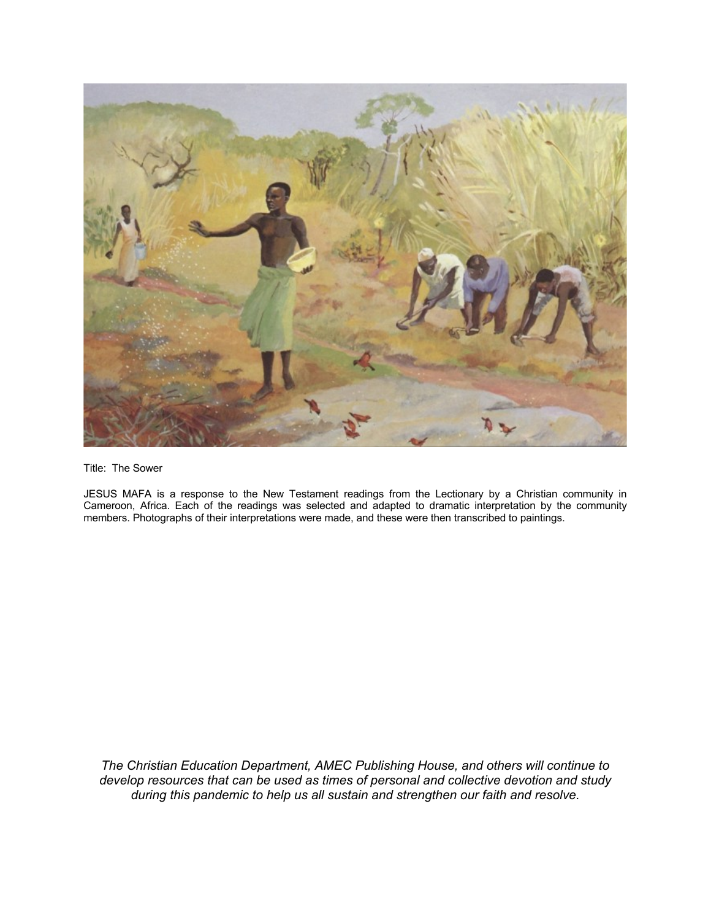Title: The Sower

JESUS MAFA is a response to the New Testament readings from the Lectionary by a Christian community in Cameroon, Africa. Each of the readings was selected and adapted to dramatic interpretation by the community members. Photographs of their interpretations were made, and these were then transcribed to paintings.

*The Christian Education Department, AMEC Publishing House, and others will continue to develop resources that can be used as times of personal and collective devotion and study during this pandemic to help us all sustain and strengthen our faith and resolve.*